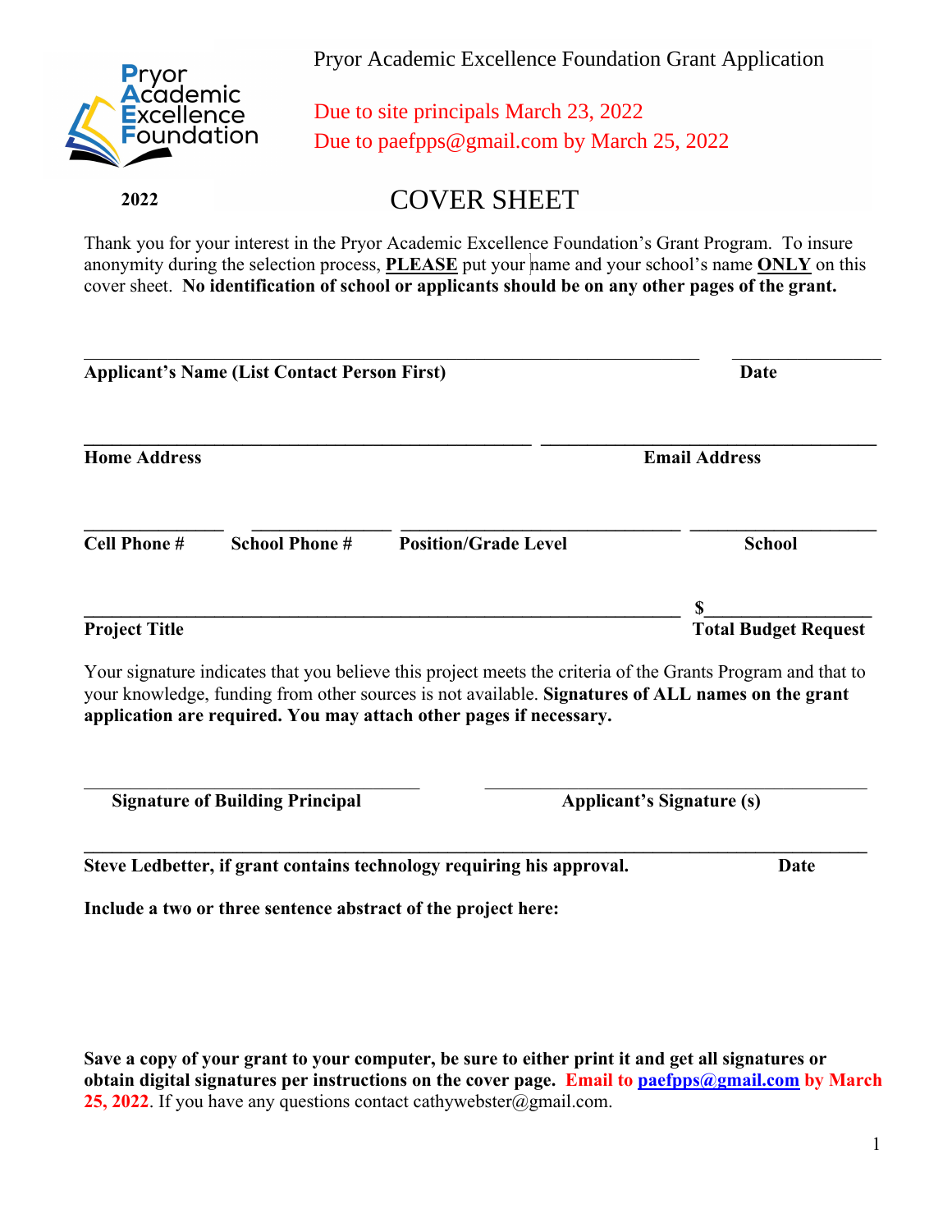Pryor Academic Excellence Foundation

Pryor Academic Excellence Foundation Grant Application

Due to site principals March 23, 2022
Due to paefpps@gmail.com by March 25, 2022

2022

# COVER SHEET

Thank you for your interest in the Pryor Academic Excellence Foundation's Grant Program. To insure anonymity during the selection process, **PLEASE** put your name and your school's name **ONLY** on this cover sheet. **No identification of school or applicants should be on any other pages of the grant.**

______________________________________________ ______________
**Applicant's Name (List Contact Person First)** **Date**

______________________________________________ ______________________________
**Home Address** **Email Address**

____________ ____________ ______________________ ______________
**Cell Phone #** **School Phone #** **Position/Grade Level** **School**

______________________________________________ $______________
**Project Title** **Total Budget Request**

Your signature indicates that you believe this project meets the criteria of the Grants Program and that to your knowledge, funding from other sources is not available. **Signatures of ALL names on the grant application are required. You may attach other pages if necessary.**

______________________________ ______________________________
**Signature of Building Principal** **Applicant's Signature (s)**

______________________________________________________________
**Steve Ledbetter, if grant contains technology requiring his approval.** **Date**

**Include a two or three sentence abstract of the project here:**

**Save a copy of your grant to your computer, be sure to either print it and get all signatures or obtain digital signatures per instructions on the cover page. Email to paefpps@gmail.com by March 25, 2022**. If you have any questions contact cathywebster@gmail.com.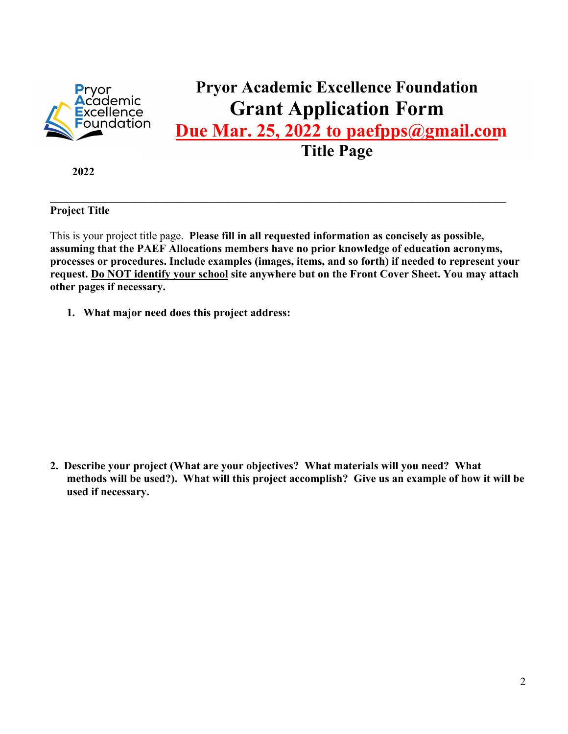# Pryor Academic Excellence Foundation
## Grant Application Form
**Due Mar. 25, 2022 to paefpps@gmail.com**
### Title Page

**2022**

---

**Project Title**

This is your project title page. **Please fill in all requested information as concisely as possible, assuming that the PAEF Allocations members have no prior knowledge of education acronyms, processes or procedures. Include examples (images, items, and so forth) if needed to represent your request. Do NOT identify your school site anywhere but on the Front Cover Sheet. You may attach other pages if necessary.**

1. **What major need does this project address:**

2. **Describe your project (What are your objectives? What materials will you need? What methods will be used?). What will this project accomplish? Give us an example of how it will be used if necessary.**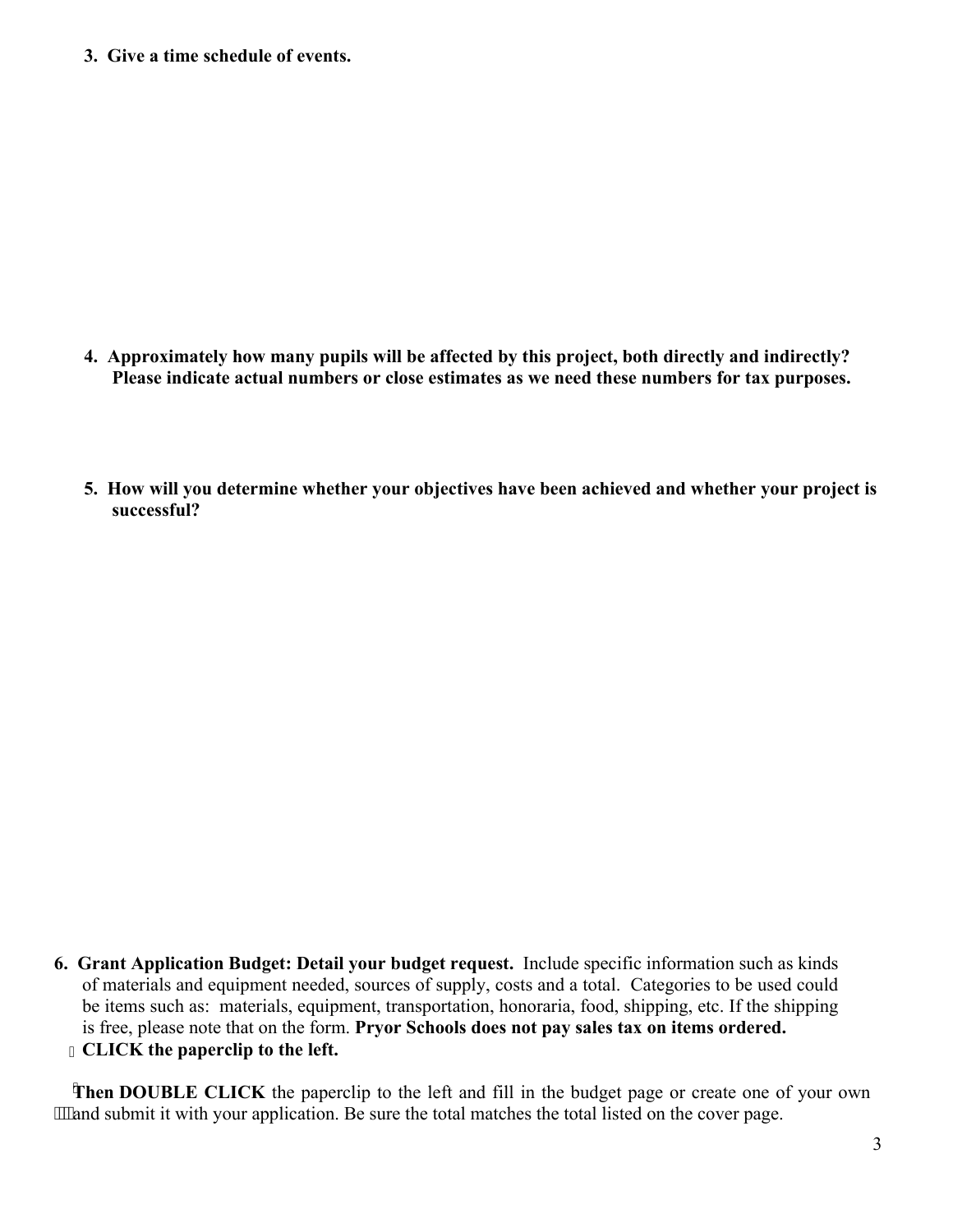**3. Give a time schedule of events.**

**4. Approximately how many pupils will be affected by this project, both directly and indirectly? Please indicate actual numbers or close estimates as we need these numbers for tax purposes.**

**5. How will you determine whether your objectives have been achieved and whether your project is successful?**

**6. Grant Application Budget: Detail your budget request.** Include specific information such as kinds of materials and equipment needed, sources of supply, costs and a total. Categories to be used could be items such as: materials, equipment, transportation, honoraria, food, shipping, etc. If the shipping is free, please note that on the form. **Pryor Schools does not pay sales tax on items ordered.**

**CLICK the paperclip to the left.**

**Then DOUBLE CLICK** the paperclip to the left and fill in the budget page or create one of your own and submit it with your application. Be sure the total matches the total listed on the cover page.